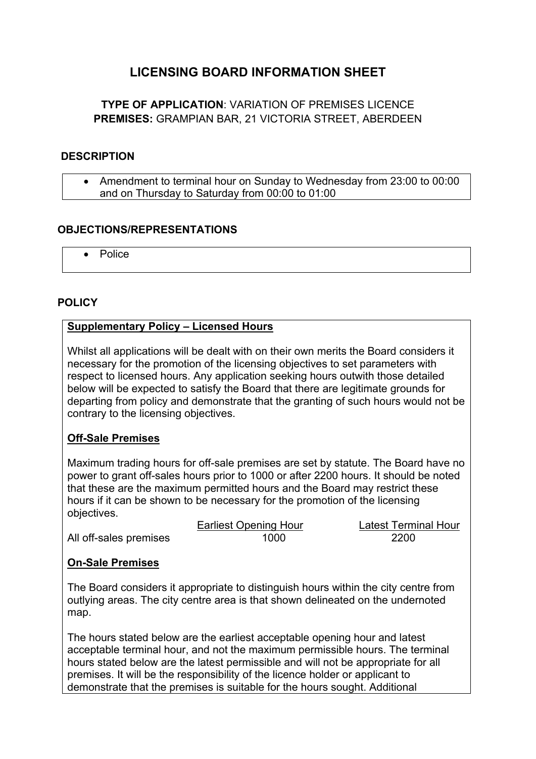# LICENSING BOARD INFORMATION SHEET

**TYPE OF APPLICATION**: VARIATION OF PREMISES LICENCE
**PREMISES:** GRAMPIAN BAR, 21 VICTORIA STREET, ABERDEEN

## DESCRIPTION

- Amendment to terminal hour on Sunday to Wednesday from 23:00 to 00:00 and on Thursday to Saturday from 00:00 to 01:00

## OBJECTIONS/REPRESENTATIONS

- Police

## POLICY

**Supplementary Policy – Licensed Hours**

Whilst all applications will be dealt with on their own merits the Board considers it necessary for the promotion of the licensing objectives to set parameters with respect to licensed hours. Any application seeking hours outwith those detailed below will be expected to satisfy the Board that there are legitimate grounds for departing from policy and demonstrate that the granting of such hours would not be contrary to the licensing objectives.

**Off-Sale Premises**

Maximum trading hours for off-sale premises are set by statute. The Board have no power to grant off-sales hours prior to 1000 or after 2200 hours. It should be noted that these are the maximum permitted hours and the Board may restrict these hours if it can be shown to be necessary for the promotion of the licensing objectives.

| | Earliest Opening Hour | Latest Terminal Hour |
|---|---|---|
| All off-sales premises | 1000 | 2200 |

**On-Sale Premises**

The Board considers it appropriate to distinguish hours within the city centre from outlying areas. The city centre area is that shown delineated on the undernoted map.

The hours stated below are the earliest acceptable opening hour and latest acceptable terminal hour, and not the maximum permissible hours. The terminal hours stated below are the latest permissible and will not be appropriate for all premises. It will be the responsibility of the licence holder or applicant to demonstrate that the premises is suitable for the hours sought. Additional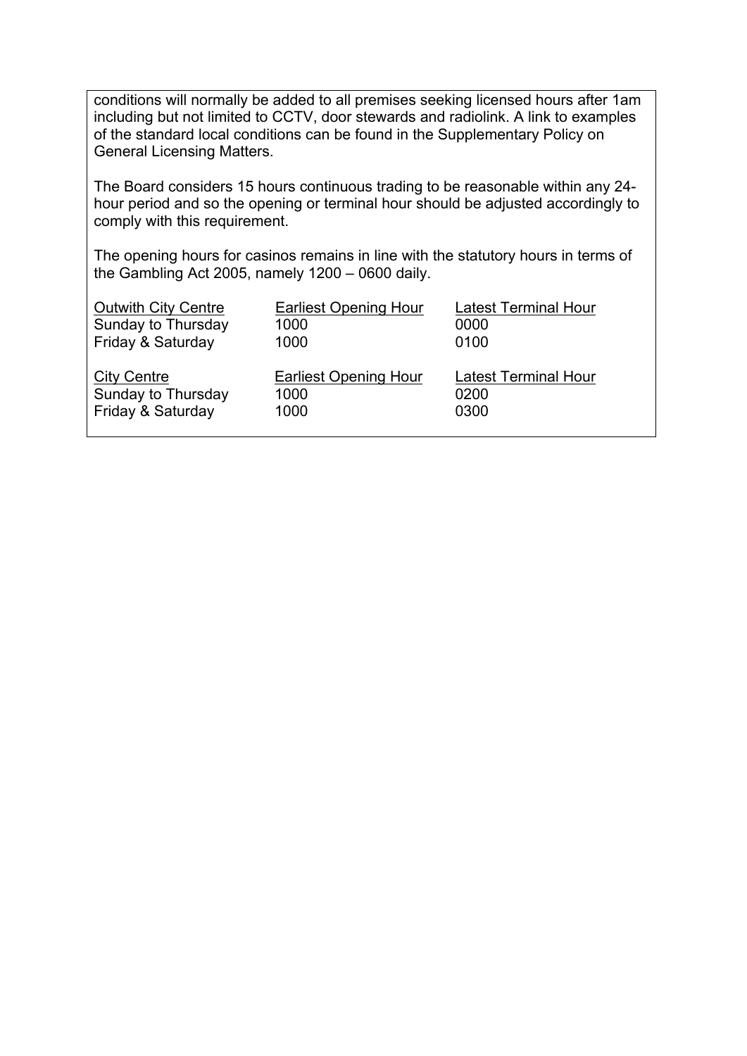conditions will normally be added to all premises seeking licensed hours after 1am including but not limited to CCTV, door stewards and radiolink. A link to examples of the standard local conditions can be found in the Supplementary Policy on General Licensing Matters.

The Board considers 15 hours continuous trading to be reasonable within any 24-hour period and so the opening or terminal hour should be adjusted accordingly to comply with this requirement.

The opening hours for casinos remains in line with the statutory hours in terms of the Gambling Act 2005, namely 1200 – 0600 daily.

| Outwith City Centre | Earliest Opening Hour | Latest Terminal Hour |
|---|---|---|
| Sunday to Thursday | 1000 | 0000 |
| Friday & Saturday | 1000 | 0100 |

| City Centre | Earliest Opening Hour | Latest Terminal Hour |
|---|---|---|
| Sunday to Thursday | 1000 | 0200 |
| Friday & Saturday | 1000 | 0300 |